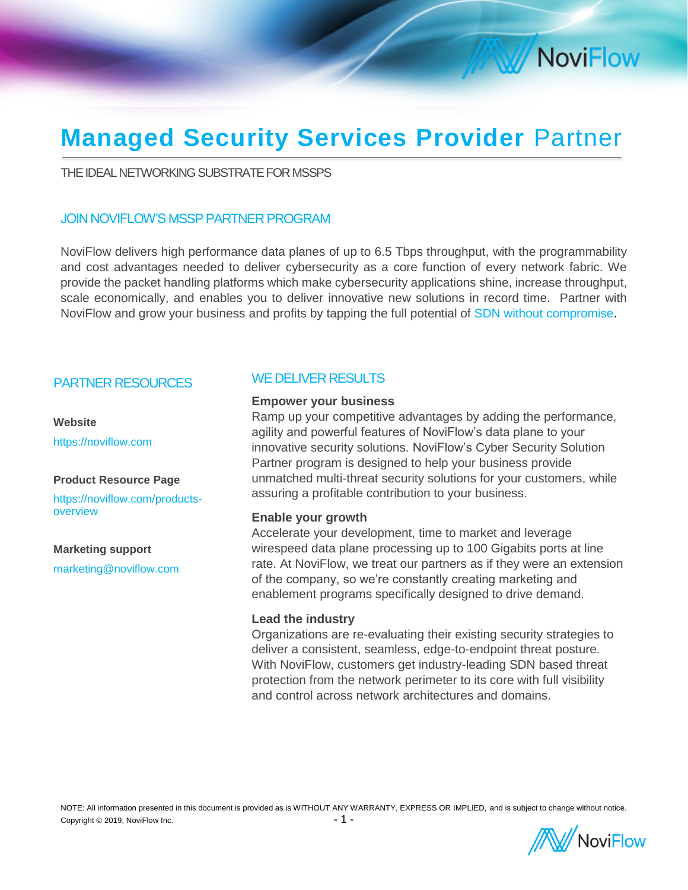# **Managed Security Services Provider** Partner

THE IDEAL NETWORKING SUBSTRATE FOR MSSPS

## JOIN NOVIFLOW'S MSSP PARTNER PROGRAM

NoviFlow delivers high performance data planes of up to 6.5 Tbps throughput, with the programmability and cost advantages needed to deliver cybersecurity as a core function of every network fabric. We provide the packet handling platforms which make cybersecurity applications shine, increase throughput, scale economically, and enables you to deliver innovative new solutions in record time. Partner with NoviFlow and grow your business and profits by tapping the full potential of SDN without compromise.

## PARTNER RESOURCES

**Website**

https://noviflow.com

**Product Resource Page**

https://noviflow.com/products-overview

**Marketing support**

marketing@noviflow.com

## WE DELIVER RESULTS

**Empower your business**

Ramp up your competitive advantages by adding the performance, agility and powerful features of NoviFlow's data plane to your innovative security solutions. NoviFlow's Cyber Security Solution Partner program is designed to help your business provide unmatched multi-threat security solutions for your customers, while assuring a profitable contribution to your business.

**Enable your growth**

Accelerate your development, time to market and leverage wirespeed data plane processing up to 100 Gigabits ports at line rate. At NoviFlow, we treat our partners as if they were an extension of the company, so we're constantly creating marketing and enablement programs specifically designed to drive demand.

**Lead the industry**

Organizations are re-evaluating their existing security strategies to deliver a consistent, seamless, edge-to-endpoint threat posture. With NoviFlow, customers get industry-leading SDN based threat protection from the network perimeter to its core with full visibility and control across network architectures and domains.

NOTE: All information presented in this document is provided as is WITHOUT ANY WARRANTY, EXPRESS OR IMPLIED, and is subject to change without notice.

Copyright © 2019, NoviFlow Inc.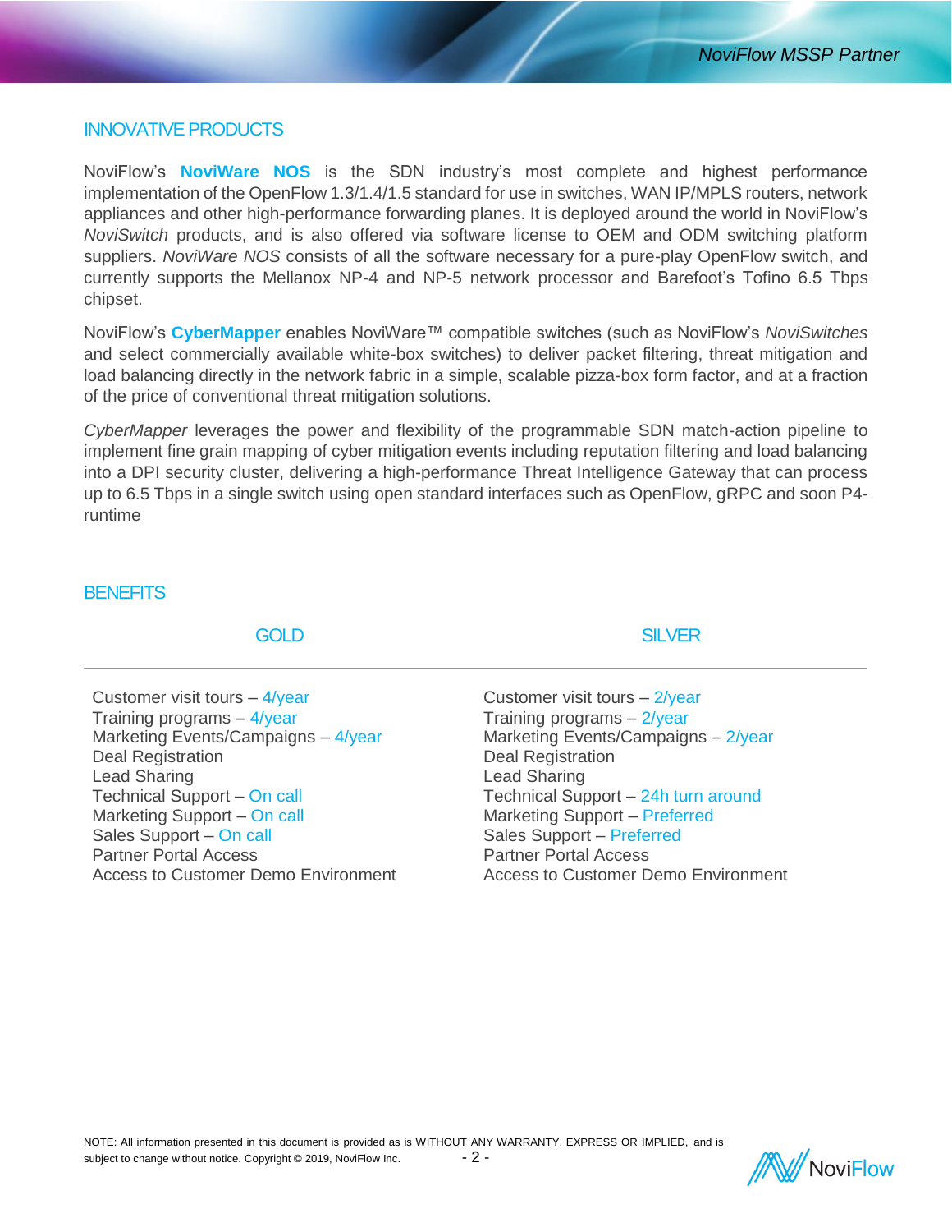## INNOVATIVE PRODUCTS

NoviFlow's **NoviWare NOS** is the SDN industry's most complete and highest performance implementation of the OpenFlow 1.3/1.4/1.5 standard for use in switches, WAN IP/MPLS routers, network appliances and other high-performance forwarding planes. It is deployed around the world in NoviFlow's *NoviSwitch* products, and is also offered via software license to OEM and ODM switching platform suppliers. *NoviWare NOS* consists of all the software necessary for a pure-play OpenFlow switch, and currently supports the Mellanox NP-4 and NP-5 network processor and Barefoot's Tofino 6.5 Tbps chipset.

NoviFlow's **CyberMapper** enables NoviWare™ compatible switches (such as NoviFlow's *NoviSwitches* and select commercially available white-box switches) to deliver packet filtering, threat mitigation and load balancing directly in the network fabric in a simple, scalable pizza-box form factor, and at a fraction of the price of conventional threat mitigation solutions.

*CyberMapper* leverages the power and flexibility of the programmable SDN match-action pipeline to implement fine grain mapping of cyber mitigation events including reputation filtering and load balancing into a DPI security cluster, delivering a high-performance Threat Intelligence Gateway that can process up to 6.5 Tbps in a single switch using open standard interfaces such as OpenFlow, gRPC and soon P4-runtime

## BENEFITS

| GOLD | SILVER |
|---|---|
| Customer visit tours – 4/year | Customer visit tours – 2/year |
| Training programs – 4/year | Training programs – 2/year |
| Marketing Events/Campaigns – 4/year | Marketing Events/Campaigns – 2/year |
| Deal Registration | Deal Registration |
| Lead Sharing | Lead Sharing |
| Technical Support – On call | Technical Support – 24h turn around |
| Marketing Support – On call | Marketing Support – Preferred |
| Sales Support – On call | Sales Support – Preferred |
| Partner Portal Access | Partner Portal Access |
| Access to Customer Demo Environment | Access to Customer Demo Environment |

NOTE: All information presented in this document is provided as is WITHOUT ANY WARRANTY, EXPRESS OR IMPLIED, and is subject to change without notice. Copyright © 2019, NoviFlow Inc.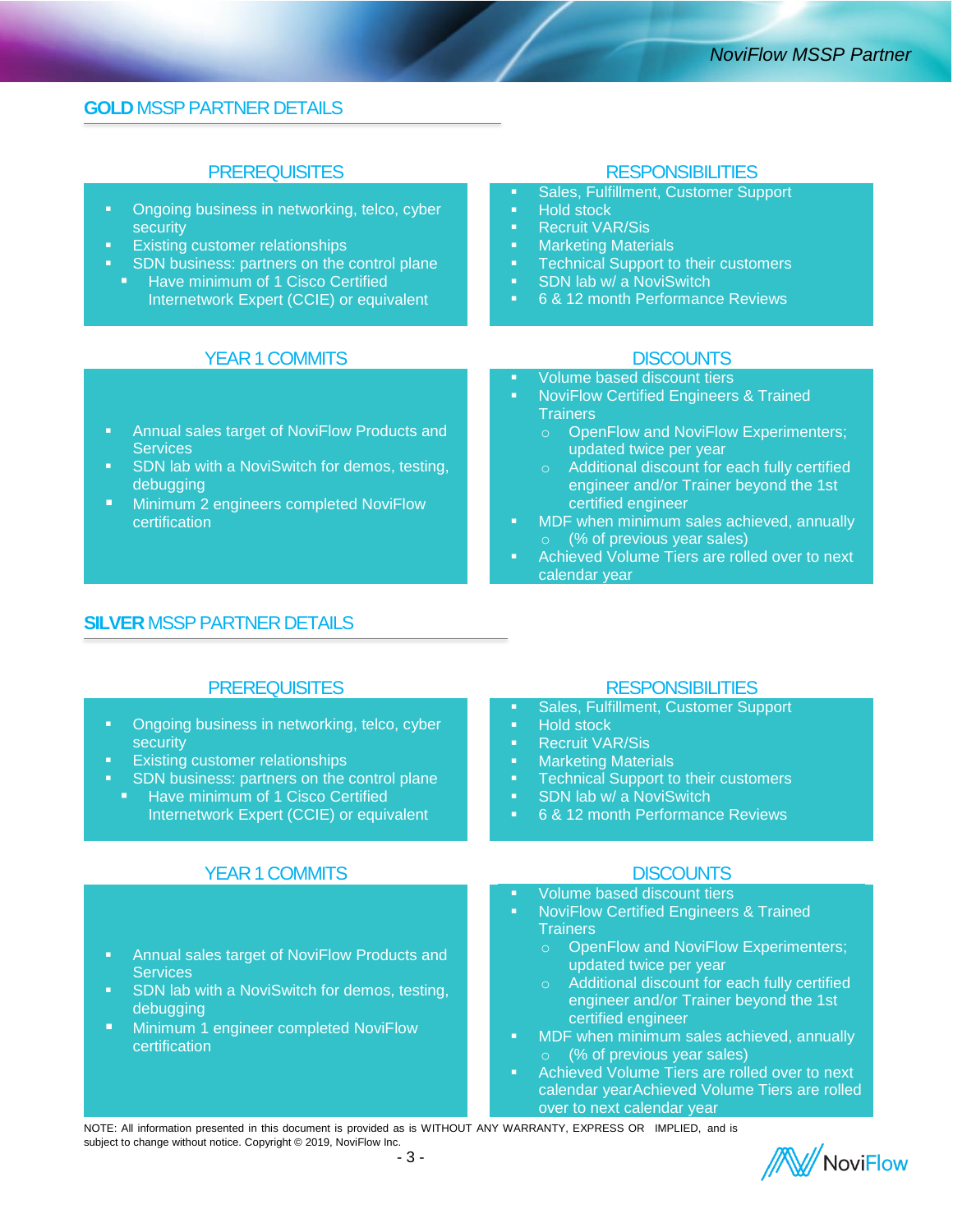## GOLD MSSP PARTNER DETAILS

### PREREQUISITES

- Ongoing business in networking, telco, cyber security
- Existing customer relationships
- SDN business: partners on the control plane
  - Have minimum of 1 Cisco Certified Internetwork Expert (CCIE) or equivalent

### RESPONSIBILITIES

- Sales, Fulfillment, Customer Support
- Hold stock
- Recruit VAR/Sis
- Marketing Materials
- Technical Support to their customers
- SDN lab w/ a NoviSwitch
- 6 & 12 month Performance Reviews

### YEAR 1 COMMITS

- Annual sales target of NoviFlow Products and Services
- SDN lab with a NoviSwitch for demos, testing, debugging
- Minimum 2 engineers completed NoviFlow certification

### DISCOUNTS

- Volume based discount tiers
- NoviFlow Certified Engineers & Trained Trainers
  - OpenFlow and NoviFlow Experimenters; updated twice per year
  - Additional discount for each fully certified engineer and/or Trainer beyond the 1st certified engineer
- MDF when minimum sales achieved, annually
  - (% of previous year sales)
- Achieved Volume Tiers are rolled over to next calendar year

## SILVER MSSP PARTNER DETAILS

### PREREQUISITES

- Ongoing business in networking, telco, cyber security
- Existing customer relationships
- SDN business: partners on the control plane
  - Have minimum of 1 Cisco Certified Internetwork Expert (CCIE) or equivalent

### RESPONSIBILITIES

- Sales, Fulfillment, Customer Support
- Hold stock
- Recruit VAR/Sis
- Marketing Materials
- Technical Support to their customers
- SDN lab w/ a NoviSwitch
- 6 & 12 month Performance Reviews

### YEAR 1 COMMITS

- Annual sales target of NoviFlow Products and Services
- SDN lab with a NoviSwitch for demos, testing, debugging
- Minimum 1 engineer completed NoviFlow certification

### DISCOUNTS

- Volume based discount tiers
- NoviFlow Certified Engineers & Trained Trainers
  - OpenFlow and NoviFlow Experimenters; updated twice per year
  - Additional discount for each fully certified engineer and/or Trainer beyond the 1st certified engineer
- MDF when minimum sales achieved, annually
  - (% of previous year sales)
- Achieved Volume Tiers are rolled over to next calendar yearAchieved Volume Tiers are rolled over to next calendar year

NOTE: All information presented in this document is provided as is WITHOUT ANY WARRANTY, EXPRESS OR IMPLIED, and is subject to change without notice. Copyright © 2019, NoviFlow Inc.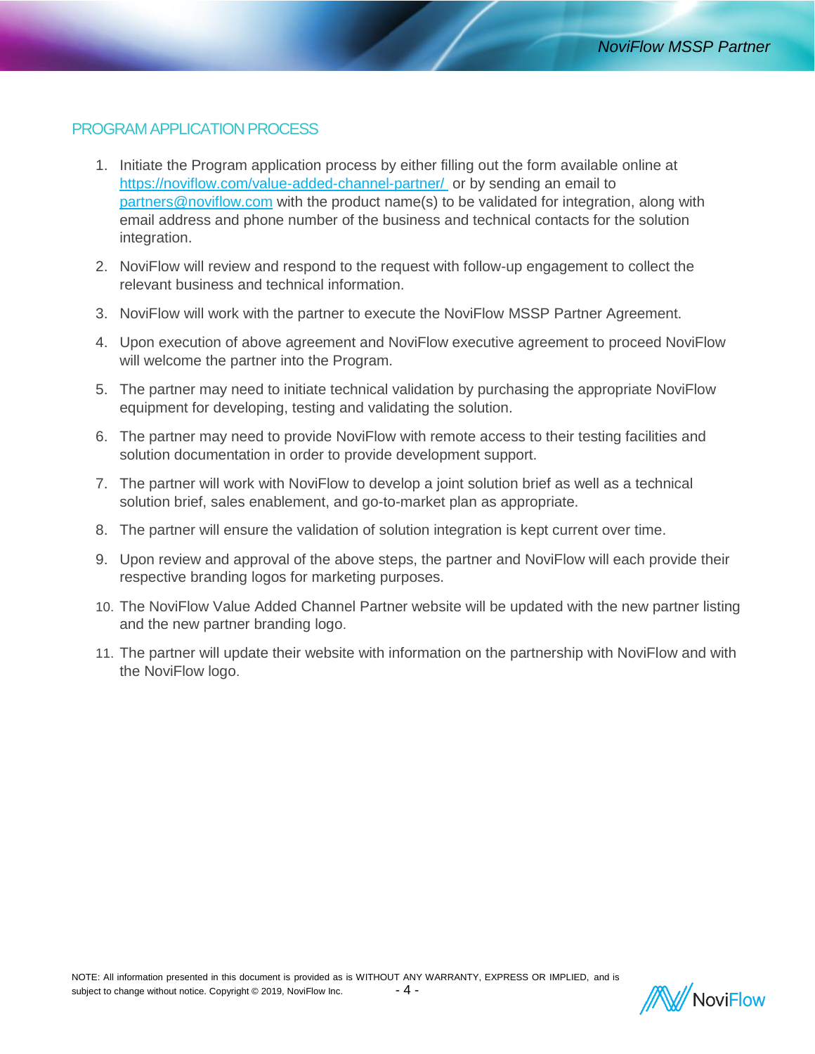## PROGRAM APPLICATION PROCESS

1. Initiate the Program application process by either filling out the form available online at https://noviflow.com/value-added-channel-partner/ or by sending an email to partners@noviflow.com with the product name(s) to be validated for integration, along with email address and phone number of the business and technical contacts for the solution integration.
2. NoviFlow will review and respond to the request with follow-up engagement to collect the relevant business and technical information.
3. NoviFlow will work with the partner to execute the NoviFlow MSSP Partner Agreement.
4. Upon execution of above agreement and NoviFlow executive agreement to proceed NoviFlow will welcome the partner into the Program.
5. The partner may need to initiate technical validation by purchasing the appropriate NoviFlow equipment for developing, testing and validating the solution.
6. The partner may need to provide NoviFlow with remote access to their testing facilities and solution documentation in order to provide development support.
7. The partner will work with NoviFlow to develop a joint solution brief as well as a technical solution brief, sales enablement, and go-to-market plan as appropriate.
8. The partner will ensure the validation of solution integration is kept current over time.
9. Upon review and approval of the above steps, the partner and NoviFlow will each provide their respective branding logos for marketing purposes.
10. The NoviFlow Value Added Channel Partner website will be updated with the new partner listing and the new partner branding logo.
11. The partner will update their website with information on the partnership with NoviFlow and with the NoviFlow logo.